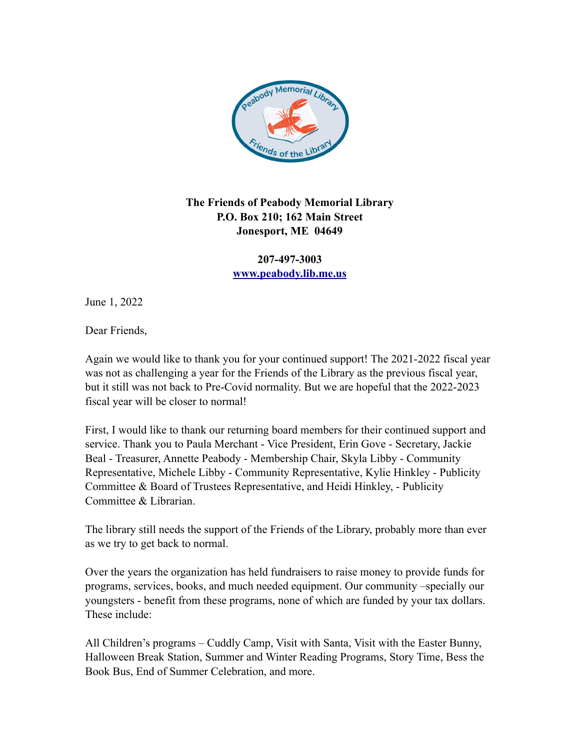**The Friends of Peabody Memorial Library**
**P.O. Box 210; 162 Main Street**
**Jonesport, ME 04649**

**207-497-3003**
**[www.peabody.lib.me.us](http://www.peabody.lib.me.us)**

June 1, 2022

Dear Friends,

Again we would like to thank you for your continued support! The 2021-2022 fiscal year was not as challenging a year for the Friends of the Library as the previous fiscal year, but it still was not back to Pre-Covid normality. But we are hopeful that the 2022-2023 fiscal year will be closer to normal!

First, I would like to thank our returning board members for their continued support and service. Thank you to Paula Merchant - Vice President, Erin Gove - Secretary, Jackie Beal - Treasurer, Annette Peabody - Membership Chair, Skyla Libby - Community Representative, Michele Libby - Community Representative, Kylie Hinkley - Publicity Committee & Board of Trustees Representative, and Heidi Hinkley, - Publicity Committee & Librarian.

The library still needs the support of the Friends of the Library, probably more than ever as we try to get back to normal.

Over the years the organization has held fundraisers to raise money to provide funds for programs, services, books, and much needed equipment. Our community –specially our youngsters - benefit from these programs, none of which are funded by your tax dollars. These include:

All Children's programs – Cuddly Camp, Visit with Santa, Visit with the Easter Bunny, Halloween Break Station, Summer and Winter Reading Programs, Story Time, Bess the Book Bus, End of Summer Celebration, and more.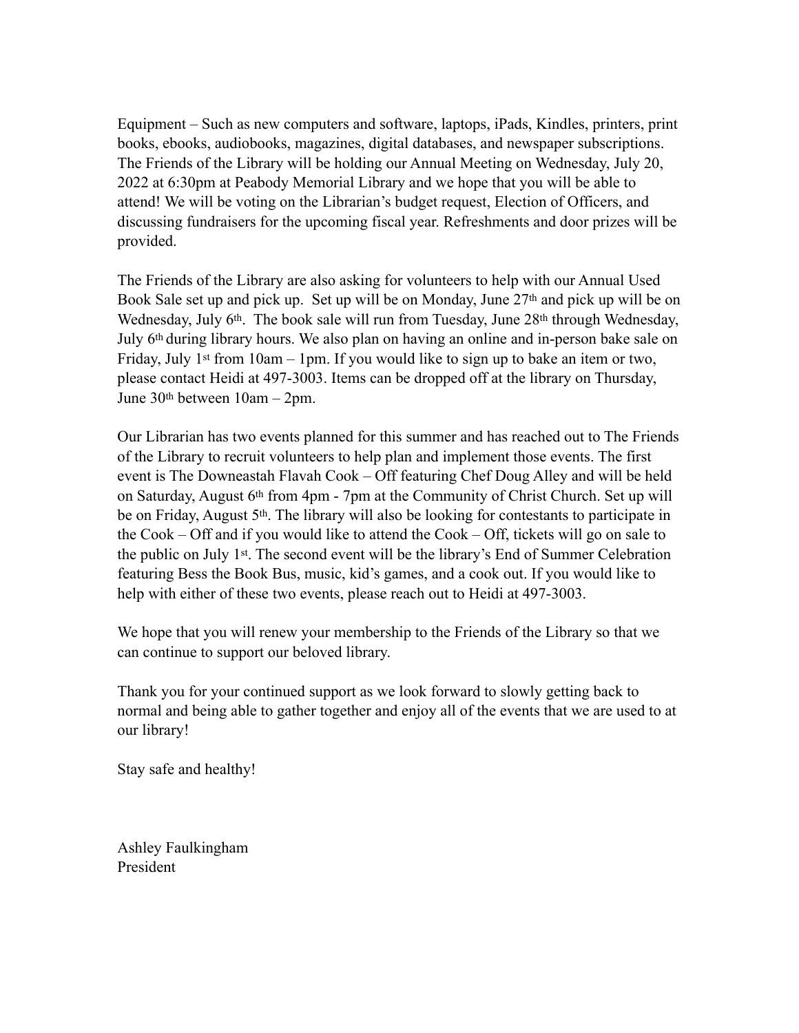Equipment – Such as new computers and software, laptops, iPads, Kindles, printers, print books, ebooks, audiobooks, magazines, digital databases, and newspaper subscriptions. The Friends of the Library will be holding our Annual Meeting on Wednesday, July 20, 2022 at 6:30pm at Peabody Memorial Library and we hope that you will be able to attend! We will be voting on the Librarian's budget request, Election of Officers, and discussing fundraisers for the upcoming fiscal year. Refreshments and door prizes will be provided.

The Friends of the Library are also asking for volunteers to help with our Annual Used Book Sale set up and pick up. Set up will be on Monday, June 27th and pick up will be on Wednesday, July 6th. The book sale will run from Tuesday, June 28th through Wednesday, July 6th during library hours. We also plan on having an online and in-person bake sale on Friday, July 1st from 10am – 1pm. If you would like to sign up to bake an item or two, please contact Heidi at 497-3003. Items can be dropped off at the library on Thursday, June 30th between 10am – 2pm.

Our Librarian has two events planned for this summer and has reached out to The Friends of the Library to recruit volunteers to help plan and implement those events. The first event is The Downeastah Flavah Cook – Off featuring Chef Doug Alley and will be held on Saturday, August 6th from 4pm - 7pm at the Community of Christ Church. Set up will be on Friday, August 5th. The library will also be looking for contestants to participate in the Cook – Off and if you would like to attend the Cook – Off, tickets will go on sale to the public on July 1st. The second event will be the library's End of Summer Celebration featuring Bess the Book Bus, music, kid's games, and a cook out. If you would like to help with either of these two events, please reach out to Heidi at 497-3003.

We hope that you will renew your membership to the Friends of the Library so that we can continue to support our beloved library.

Thank you for your continued support as we look forward to slowly getting back to normal and being able to gather together and enjoy all of the events that we are used to at our library!

Stay safe and healthy!

Ashley Faulkingham
President